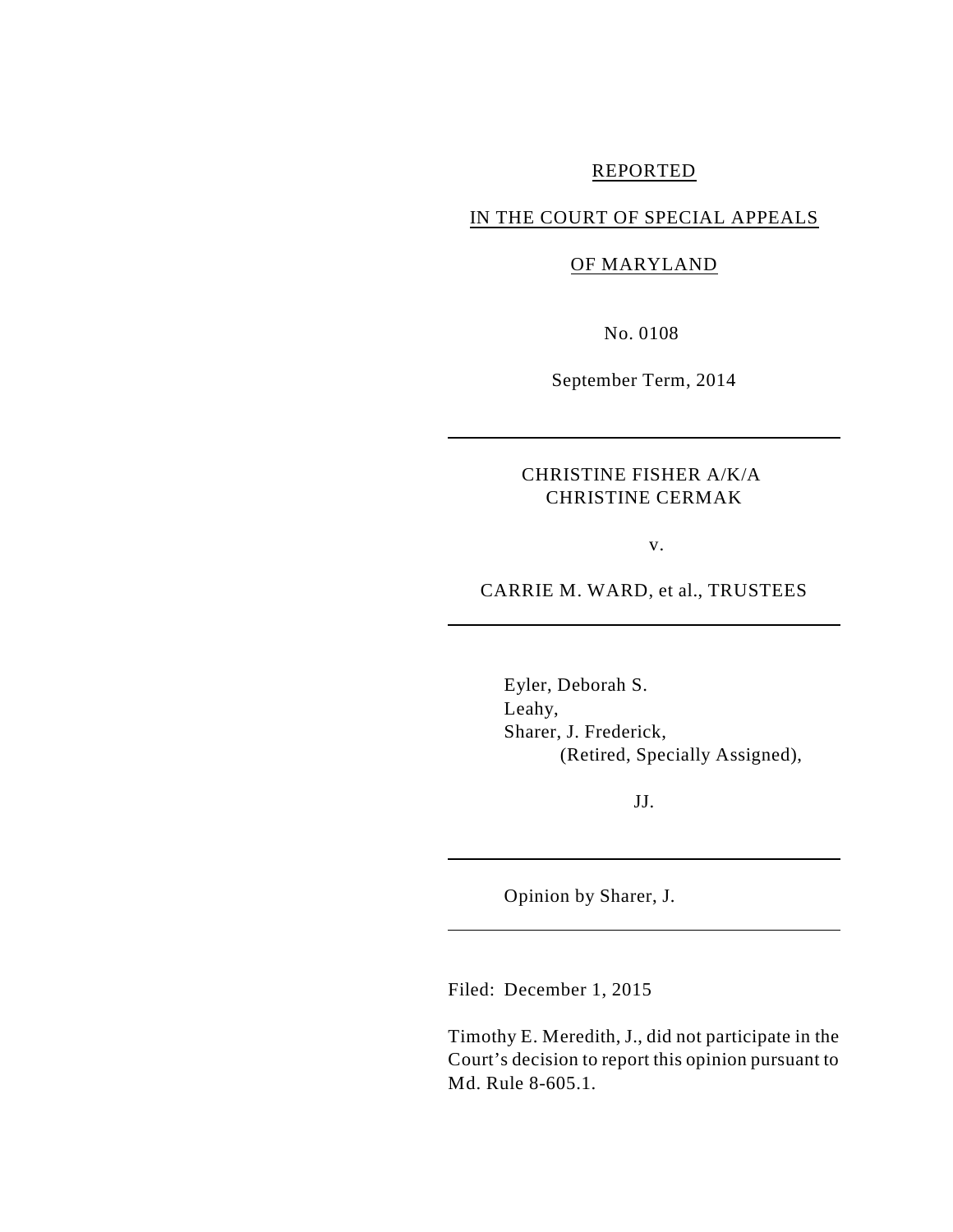REPORTED

IN THE COURT OF SPECIAL APPEALS

OF MARYLAND

No. 0108

September Term, 2014

---

CHRISTINE FISHER A/K/A
CHRISTINE CERMAK

v.

CARRIE M. WARD, et al., TRUSTEES

---

Eyler, Deborah S.
Leahy,
Sharer, J. Frederick,
(Retired, Specially Assigned),

JJ.

---

Opinion by Sharer, J.

---

Filed: December 1, 2015

Timothy E. Meredith, J., did not participate in the Court's decision to report this opinion pursuant to Md. Rule 8-605.1.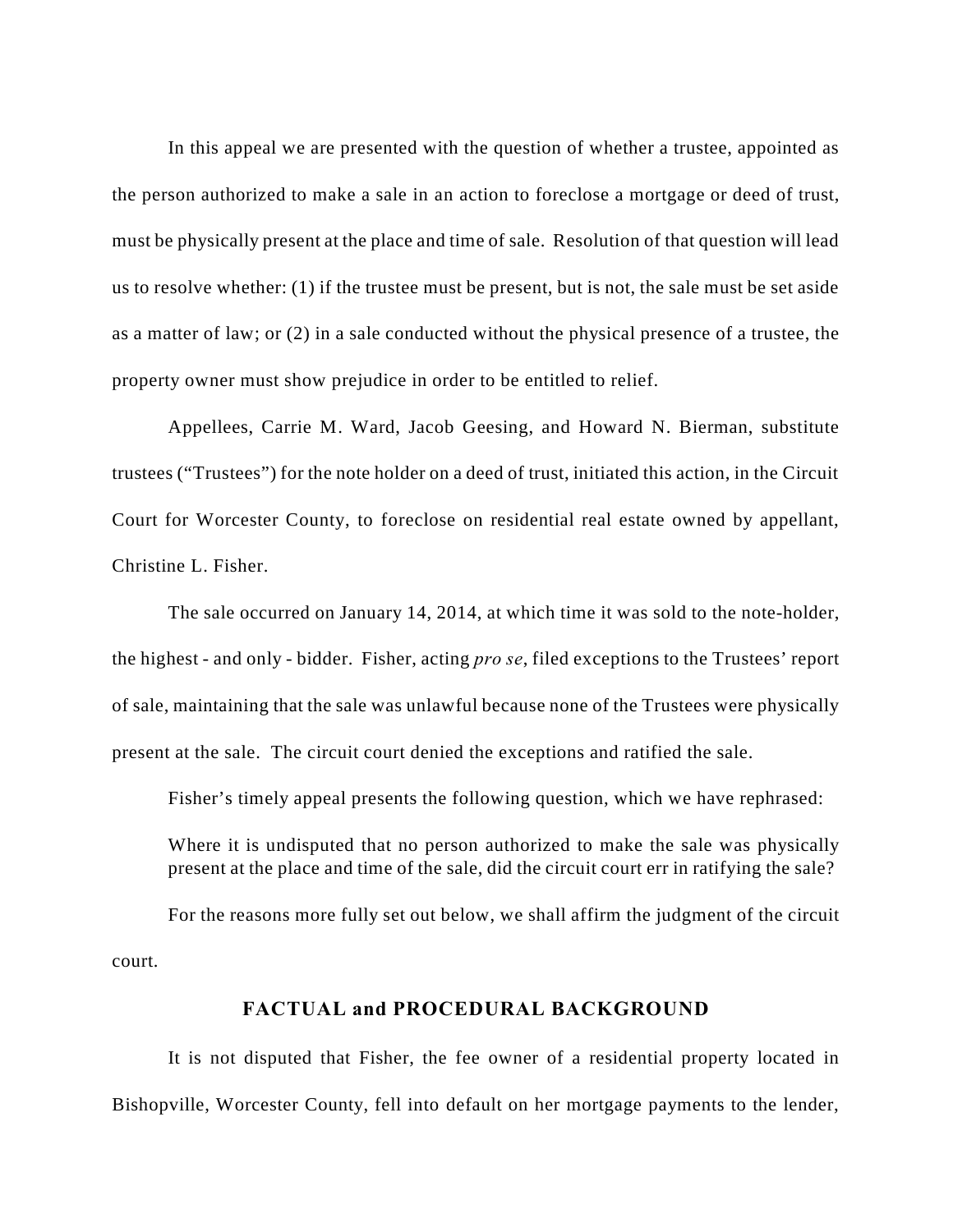In this appeal we are presented with the question of whether a trustee, appointed as the person authorized to make a sale in an action to foreclose a mortgage or deed of trust, must be physically present at the place and time of sale. Resolution of that question will lead us to resolve whether: (1) if the trustee must be present, but is not, the sale must be set aside as a matter of law; or (2) in a sale conducted without the physical presence of a trustee, the property owner must show prejudice in order to be entitled to relief.

Appellees, Carrie M. Ward, Jacob Geesing, and Howard N. Bierman, substitute trustees ("Trustees") for the note holder on a deed of trust, initiated this action, in the Circuit Court for Worcester County, to foreclose on residential real estate owned by appellant, Christine L. Fisher.

The sale occurred on January 14, 2014, at which time it was sold to the note-holder, the highest - and only - bidder. Fisher, acting *pro se*, filed exceptions to the Trustees' report of sale, maintaining that the sale was unlawful because none of the Trustees were physically present at the sale. The circuit court denied the exceptions and ratified the sale.

Fisher's timely appeal presents the following question, which we have rephrased:

> Where it is undisputed that no person authorized to make the sale was physically present at the place and time of the sale, did the circuit court err in ratifying the sale?

For the reasons more fully set out below, we shall affirm the judgment of the circuit court.

## FACTUAL and PROCEDURAL BACKGROUND

It is not disputed that Fisher, the fee owner of a residential property located in Bishopville, Worcester County, fell into default on her mortgage payments to the lender,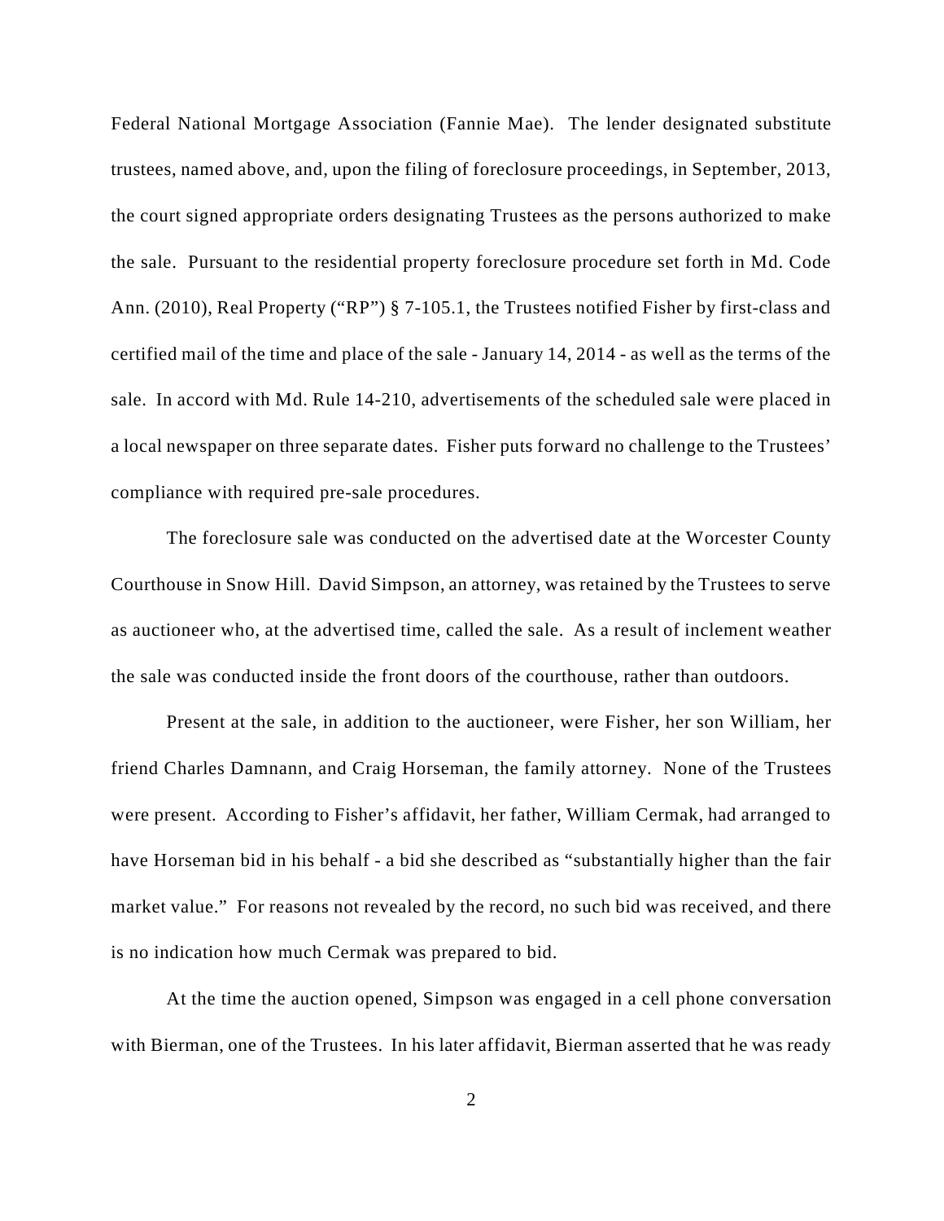Federal National Mortgage Association (Fannie Mae). The lender designated substitute trustees, named above, and, upon the filing of foreclosure proceedings, in September, 2013, the court signed appropriate orders designating Trustees as the persons authorized to make the sale. Pursuant to the residential property foreclosure procedure set forth in Md. Code Ann. (2010), Real Property ("RP") § 7-105.1, the Trustees notified Fisher by first-class and certified mail of the time and place of the sale - January 14, 2014 - as well as the terms of the sale. In accord with Md. Rule 14-210, advertisements of the scheduled sale were placed in a local newspaper on three separate dates. Fisher puts forward no challenge to the Trustees' compliance with required pre-sale procedures.

The foreclosure sale was conducted on the advertised date at the Worcester County Courthouse in Snow Hill. David Simpson, an attorney, was retained by the Trustees to serve as auctioneer who, at the advertised time, called the sale. As a result of inclement weather the sale was conducted inside the front doors of the courthouse, rather than outdoors.

Present at the sale, in addition to the auctioneer, were Fisher, her son William, her friend Charles Damnann, and Craig Horseman, the family attorney. None of the Trustees were present. According to Fisher's affidavit, her father, William Cermak, had arranged to have Horseman bid in his behalf - a bid she described as "substantially higher than the fair market value." For reasons not revealed by the record, no such bid was received, and there is no indication how much Cermak was prepared to bid.

At the time the auction opened, Simpson was engaged in a cell phone conversation with Bierman, one of the Trustees. In his later affidavit, Bierman asserted that he was ready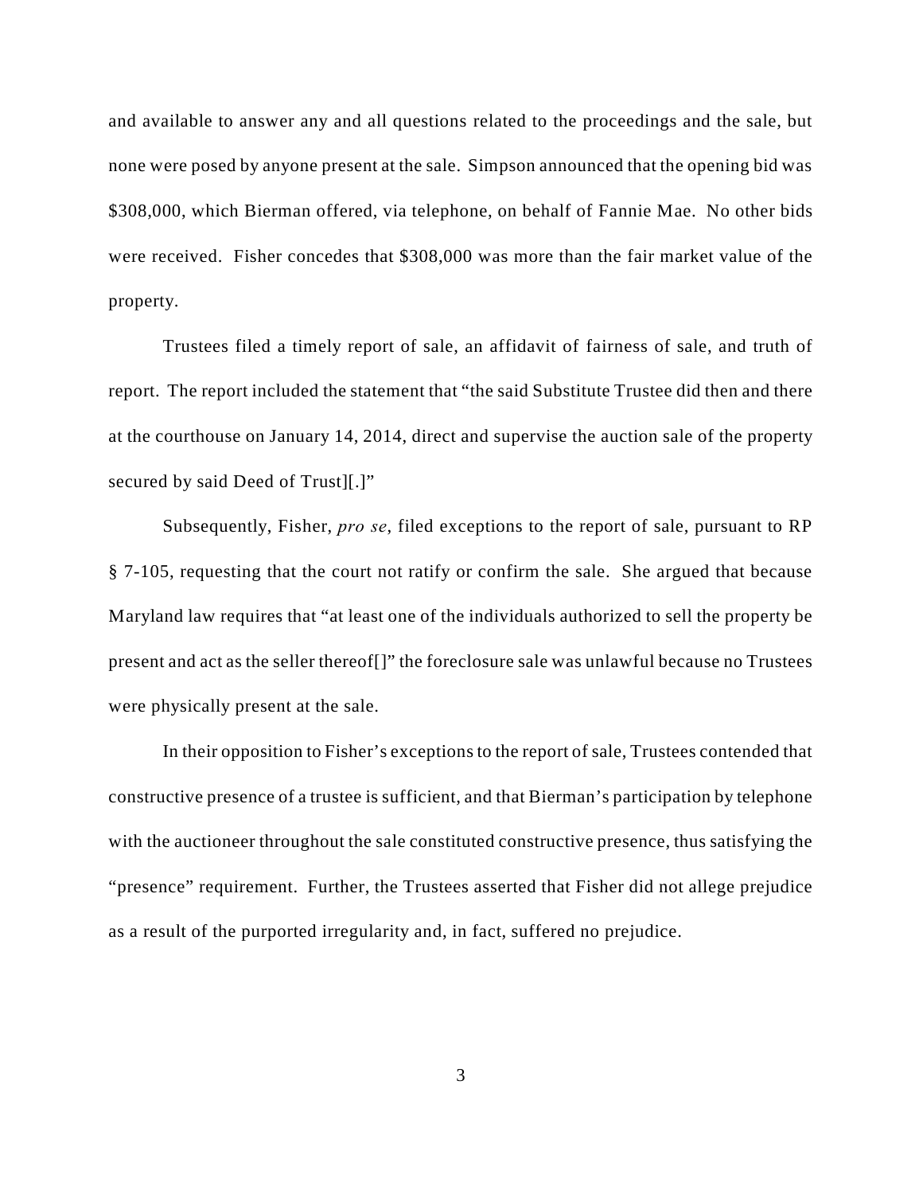and available to answer any and all questions related to the proceedings and the sale, but none were posed by anyone present at the sale. Simpson announced that the opening bid was $308,000, which Bierman offered, via telephone, on behalf of Fannie Mae. No other bids were received. Fisher concedes that $308,000 was more than the fair market value of the property.

Trustees filed a timely report of sale, an affidavit of fairness of sale, and truth of report. The report included the statement that "the said Substitute Trustee did then and there at the courthouse on January 14, 2014, direct and supervise the auction sale of the property secured by said Deed of Trust][.]"

Subsequently, Fisher, *pro se*, filed exceptions to the report of sale, pursuant to RP § 7-105, requesting that the court not ratify or confirm the sale. She argued that because Maryland law requires that "at least one of the individuals authorized to sell the property be present and act as the seller thereof[]" the foreclosure sale was unlawful because no Trustees were physically present at the sale.

In their opposition to Fisher's exceptions to the report of sale, Trustees contended that constructive presence of a trustee is sufficient, and that Bierman's participation by telephone with the auctioneer throughout the sale constituted constructive presence, thus satisfying the "presence" requirement. Further, the Trustees asserted that Fisher did not allege prejudice as a result of the purported irregularity and, in fact, suffered no prejudice.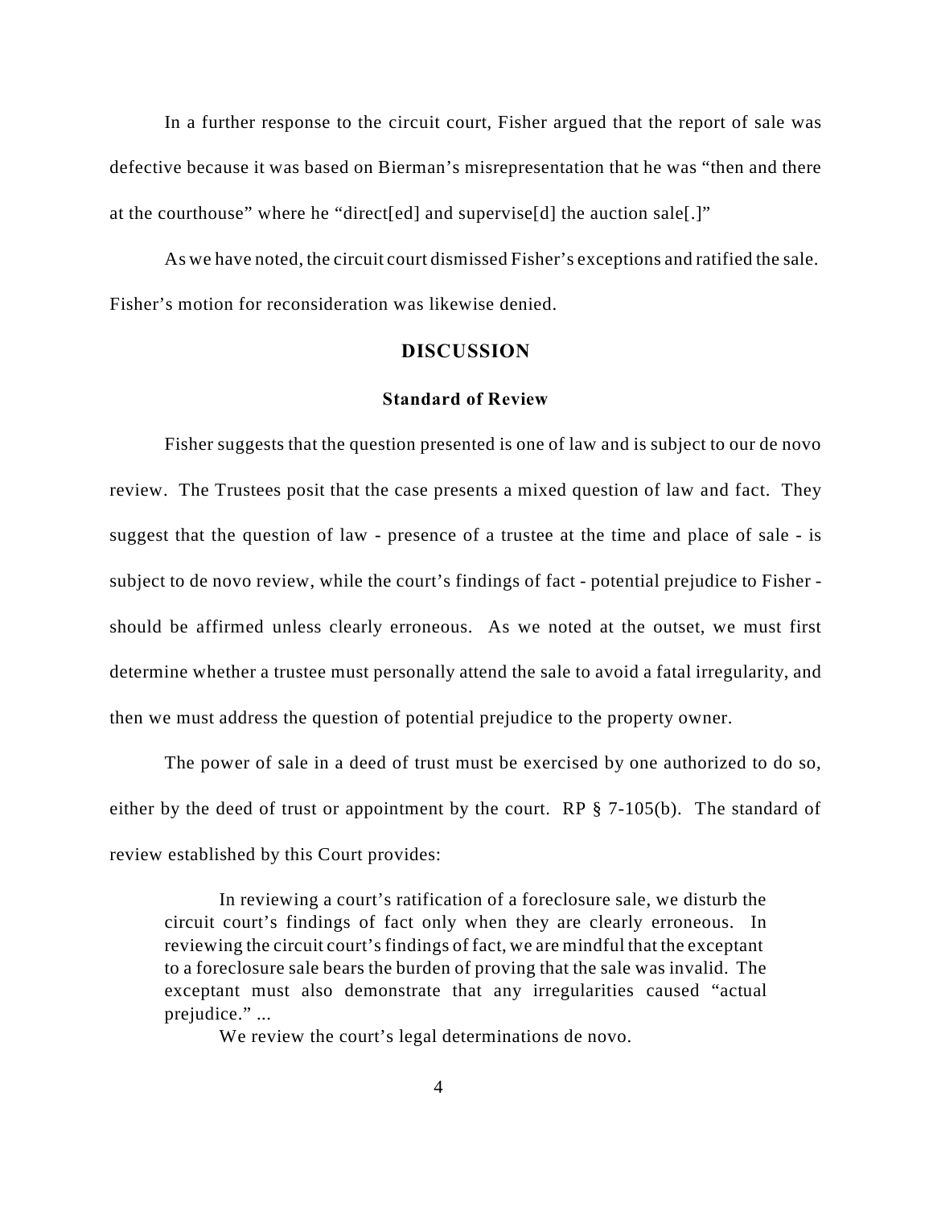In a further response to the circuit court, Fisher argued that the report of sale was defective because it was based on Bierman's misrepresentation that he was "then and there at the courthouse" where he "direct[ed] and supervise[d] the auction sale[.]"

As we have noted, the circuit court dismissed Fisher's exceptions and ratified the sale. Fisher's motion for reconsideration was likewise denied.

## DISCUSSION

### Standard of Review

Fisher suggests that the question presented is one of law and is subject to our de novo review. The Trustees posit that the case presents a mixed question of law and fact. They suggest that the question of law - presence of a trustee at the time and place of sale - is subject to de novo review, while the court's findings of fact - potential prejudice to Fisher - should be affirmed unless clearly erroneous. As we noted at the outset, we must first determine whether a trustee must personally attend the sale to avoid a fatal irregularity, and then we must address the question of potential prejudice to the property owner.

The power of sale in a deed of trust must be exercised by one authorized to do so, either by the deed of trust or appointment by the court. RP § 7-105(b). The standard of review established by this Court provides:

> In reviewing a court's ratification of a foreclosure sale, we disturb the circuit court's findings of fact only when they are clearly erroneous. In reviewing the circuit court's findings of fact, we are mindful that the exceptant to a foreclosure sale bears the burden of proving that the sale was invalid. The exceptant must also demonstrate that any irregularities caused "actual prejudice." ...
>
> We review the court's legal determinations de novo.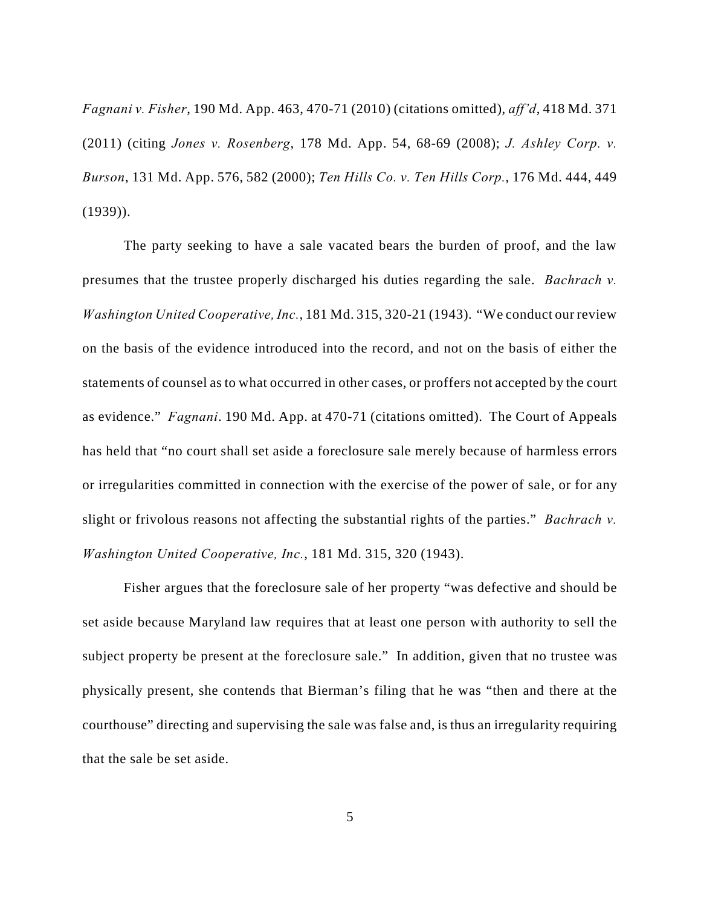*Fagnani v. Fisher*, 190 Md. App. 463, 470-71 (2010) (citations omitted), *aff'd*, 418 Md. 371 (2011) (citing *Jones v. Rosenberg*, 178 Md. App. 54, 68-69 (2008); *J. Ashley Corp. v. Burson*, 131 Md. App. 576, 582 (2000); *Ten Hills Co. v. Ten Hills Corp.*, 176 Md. 444, 449 (1939)).

The party seeking to have a sale vacated bears the burden of proof, and the law presumes that the trustee properly discharged his duties regarding the sale. *Bachrach v. Washington United Cooperative, Inc.*, 181 Md. 315, 320-21 (1943). "We conduct our review on the basis of the evidence introduced into the record, and not on the basis of either the statements of counsel as to what occurred in other cases, or proffers not accepted by the court as evidence." *Fagnani*. 190 Md. App. at 470-71 (citations omitted). The Court of Appeals has held that "no court shall set aside a foreclosure sale merely because of harmless errors or irregularities committed in connection with the exercise of the power of sale, or for any slight or frivolous reasons not affecting the substantial rights of the parties." *Bachrach v. Washington United Cooperative, Inc.*, 181 Md. 315, 320 (1943).

Fisher argues that the foreclosure sale of her property "was defective and should be set aside because Maryland law requires that at least one person with authority to sell the subject property be present at the foreclosure sale." In addition, given that no trustee was physically present, she contends that Bierman's filing that he was "then and there at the courthouse" directing and supervising the sale was false and, is thus an irregularity requiring that the sale be set aside.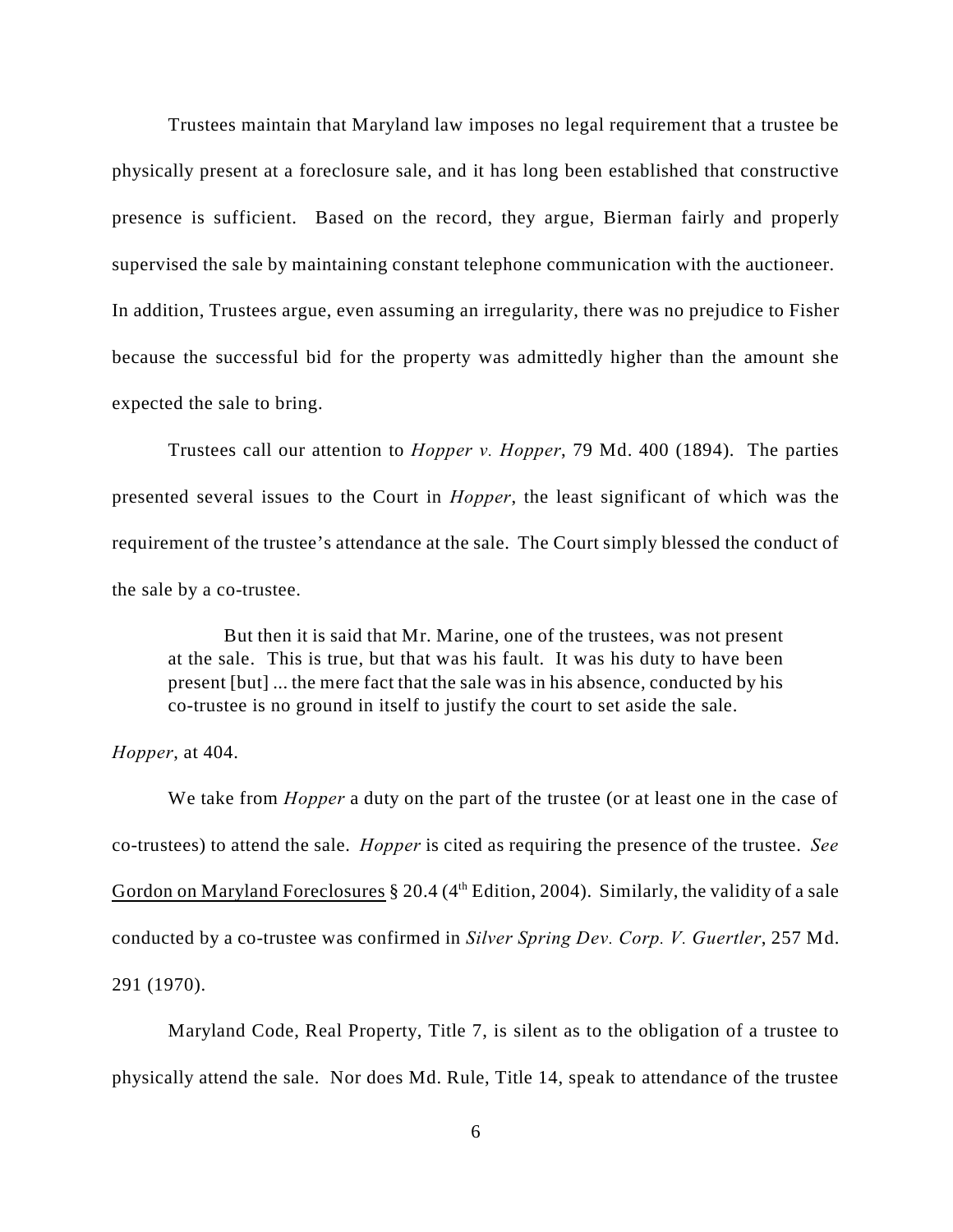Trustees maintain that Maryland law imposes no legal requirement that a trustee be physically present at a foreclosure sale, and it has long been established that constructive presence is sufficient. Based on the record, they argue, Bierman fairly and properly supervised the sale by maintaining constant telephone communication with the auctioneer. In addition, Trustees argue, even assuming an irregularity, there was no prejudice to Fisher because the successful bid for the property was admittedly higher than the amount she expected the sale to bring.

Trustees call our attention to *Hopper v. Hopper*, 79 Md. 400 (1894). The parties presented several issues to the Court in *Hopper*, the least significant of which was the requirement of the trustee's attendance at the sale. The Court simply blessed the conduct of the sale by a co-trustee.

> But then it is said that Mr. Marine, one of the trustees, was not present at the sale. This is true, but that was his fault. It was his duty to have been present [but] ... the mere fact that the sale was in his absence, conducted by his co-trustee is no ground in itself to justify the court to set aside the sale.

*Hopper*, at 404.

We take from *Hopper* a duty on the part of the trustee (or at least one in the case of co-trustees) to attend the sale. *Hopper* is cited as requiring the presence of the trustee. *See* Gordon on Maryland Foreclosures § 20.4 (4th Edition, 2004). Similarly, the validity of a sale conducted by a co-trustee was confirmed in *Silver Spring Dev. Corp. V. Guertler*, 257 Md. 291 (1970).

Maryland Code, Real Property, Title 7, is silent as to the obligation of a trustee to physically attend the sale. Nor does Md. Rule, Title 14, speak to attendance of the trustee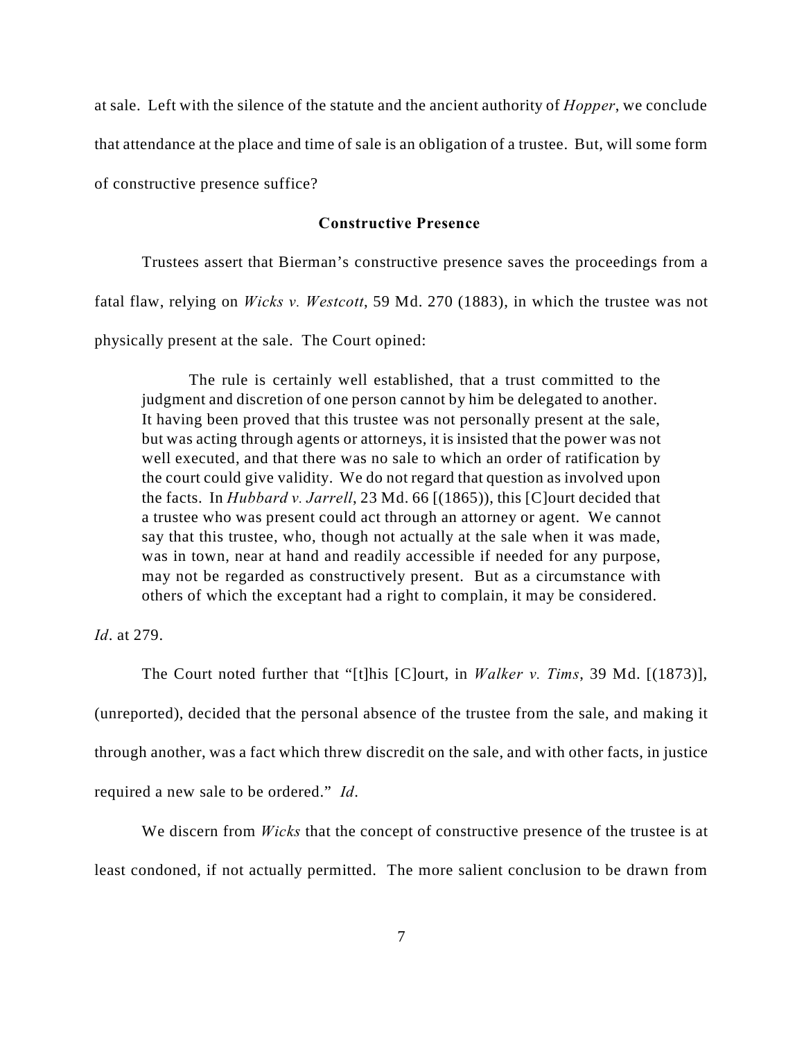at sale. Left with the silence of the statute and the ancient authority of *Hopper*, we conclude that attendance at the place and time of sale is an obligation of a trustee. But, will some form of constructive presence suffice?

**Constructive Presence**

Trustees assert that Bierman's constructive presence saves the proceedings from a fatal flaw, relying on *Wicks v. Westcott*, 59 Md. 270 (1883), in which the trustee was not physically present at the sale. The Court opined:

> The rule is certainly well established, that a trust committed to the judgment and discretion of one person cannot by him be delegated to another. It having been proved that this trustee was not personally present at the sale, but was acting through agents or attorneys, it is insisted that the power was not well executed, and that there was no sale to which an order of ratification by the court could give validity. We do not regard that question as involved upon the facts. In *Hubbard v. Jarrell*, 23 Md. 66 [(1865)), this [C]ourt decided that a trustee who was present could act through an attorney or agent. We cannot say that this trustee, who, though not actually at the sale when it was made, was in town, near at hand and readily accessible if needed for any purpose, may not be regarded as constructively present. But as a circumstance with others of which the exceptant had a right to complain, it may be considered.

*Id*. at 279.

The Court noted further that "[t]his [C]ourt, in *Walker v. Tims*, 39 Md. [(1873)], (unreported), decided that the personal absence of the trustee from the sale, and making it through another, was a fact which threw discredit on the sale, and with other facts, in justice required a new sale to be ordered." *Id*.

We discern from *Wicks* that the concept of constructive presence of the trustee is at least condoned, if not actually permitted. The more salient conclusion to be drawn from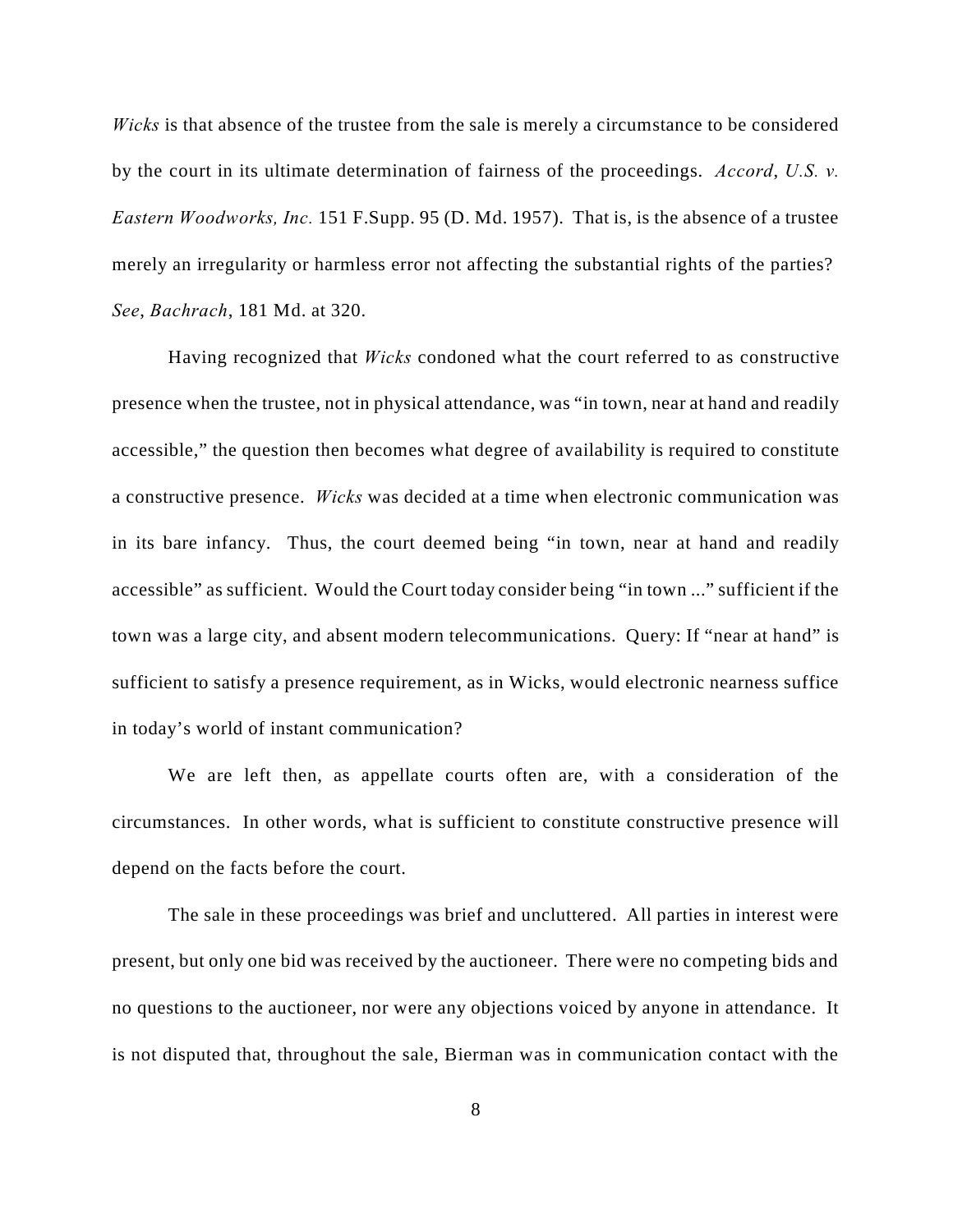*Wicks* is that absence of the trustee from the sale is merely a circumstance to be considered by the court in its ultimate determination of fairness of the proceedings. *Accord*, *U.S. v. Eastern Woodworks, Inc.* 151 F.Supp. 95 (D. Md. 1957). That is, is the absence of a trustee merely an irregularity or harmless error not affecting the substantial rights of the parties? *See*, *Bachrach*, 181 Md. at 320.

Having recognized that *Wicks* condoned what the court referred to as constructive presence when the trustee, not in physical attendance, was "in town, near at hand and readily accessible," the question then becomes what degree of availability is required to constitute a constructive presence. *Wicks* was decided at a time when electronic communication was in its bare infancy. Thus, the court deemed being "in town, near at hand and readily accessible" as sufficient. Would the Court today consider being "in town ..." sufficient if the town was a large city, and absent modern telecommunications. Query: If "near at hand" is sufficient to satisfy a presence requirement, as in Wicks, would electronic nearness suffice in today's world of instant communication?

We are left then, as appellate courts often are, with a consideration of the circumstances. In other words, what is sufficient to constitute constructive presence will depend on the facts before the court.

The sale in these proceedings was brief and uncluttered. All parties in interest were present, but only one bid was received by the auctioneer. There were no competing bids and no questions to the auctioneer, nor were any objections voiced by anyone in attendance. It is not disputed that, throughout the sale, Bierman was in communication contact with the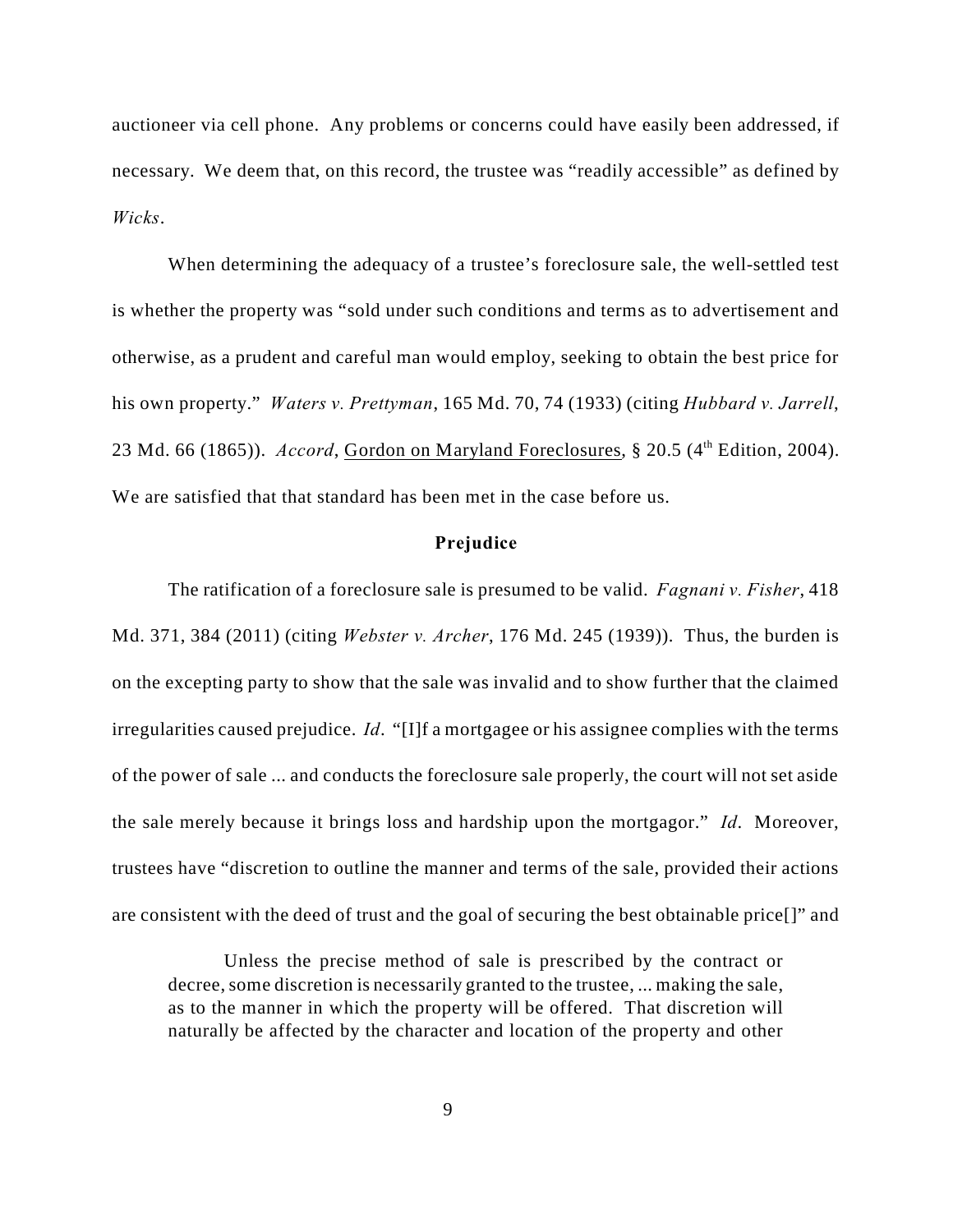auctioneer via cell phone. Any problems or concerns could have easily been addressed, if necessary. We deem that, on this record, the trustee was "readily accessible" as defined by *Wicks*.

When determining the adequacy of a trustee's foreclosure sale, the well-settled test is whether the property was "sold under such conditions and terms as to advertisement and otherwise, as a prudent and careful man would employ, seeking to obtain the best price for his own property." *Waters v. Prettyman*, 165 Md. 70, 74 (1933) (citing *Hubbard v. Jarrell*, 23 Md. 66 (1865)). *Accord*, Gordon on Maryland Foreclosures, § 20.5 (4th Edition, 2004). We are satisfied that that standard has been met in the case before us.

**Prejudice**

The ratification of a foreclosure sale is presumed to be valid. *Fagnani v. Fisher*, 418 Md. 371, 384 (2011) (citing *Webster v. Archer*, 176 Md. 245 (1939)). Thus, the burden is on the excepting party to show that the sale was invalid and to show further that the claimed irregularities caused prejudice. *Id*. "[I]f a mortgagee or his assignee complies with the terms of the power of sale ... and conducts the foreclosure sale properly, the court will not set aside the sale merely because it brings loss and hardship upon the mortgagor." *Id*. Moreover, trustees have "discretion to outline the manner and terms of the sale, provided their actions are consistent with the deed of trust and the goal of securing the best obtainable price[]" and

> Unless the precise method of sale is prescribed by the contract or decree, some discretion is necessarily granted to the trustee, ... making the sale, as to the manner in which the property will be offered. That discretion will naturally be affected by the character and location of the property and other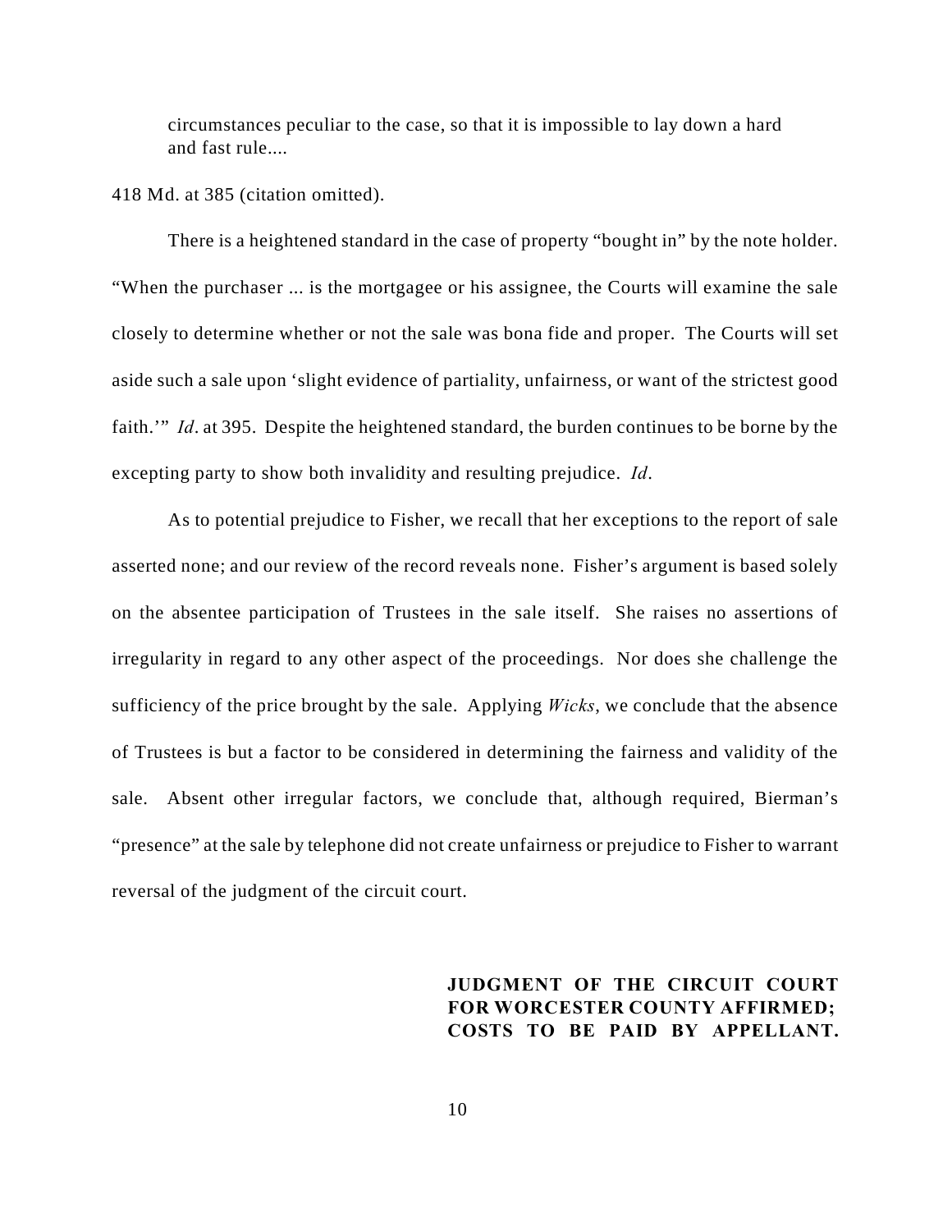> circumstances peculiar to the case, so that it is impossible to lay down a hard and fast rule....

418 Md. at 385 (citation omitted).

There is a heightened standard in the case of property "bought in" by the note holder. "When the purchaser ... is the mortgagee or his assignee, the Courts will examine the sale closely to determine whether or not the sale was bona fide and proper. The Courts will set aside such a sale upon 'slight evidence of partiality, unfairness, or want of the strictest good faith.'" *Id*. at 395. Despite the heightened standard, the burden continues to be borne by the excepting party to show both invalidity and resulting prejudice. *Id*.

As to potential prejudice to Fisher, we recall that her exceptions to the report of sale asserted none; and our review of the record reveals none. Fisher's argument is based solely on the absentee participation of Trustees in the sale itself. She raises no assertions of irregularity in regard to any other aspect of the proceedings. Nor does she challenge the sufficiency of the price brought by the sale. Applying *Wicks*, we conclude that the absence of Trustees is but a factor to be considered in determining the fairness and validity of the sale. Absent other irregular factors, we conclude that, although required, Bierman's "presence" at the sale by telephone did not create unfairness or prejudice to Fisher to warrant reversal of the judgment of the circuit court.

**JUDGMENT OF THE CIRCUIT COURT FOR WORCESTER COUNTY AFFIRMED; COSTS TO BE PAID BY APPELLANT.**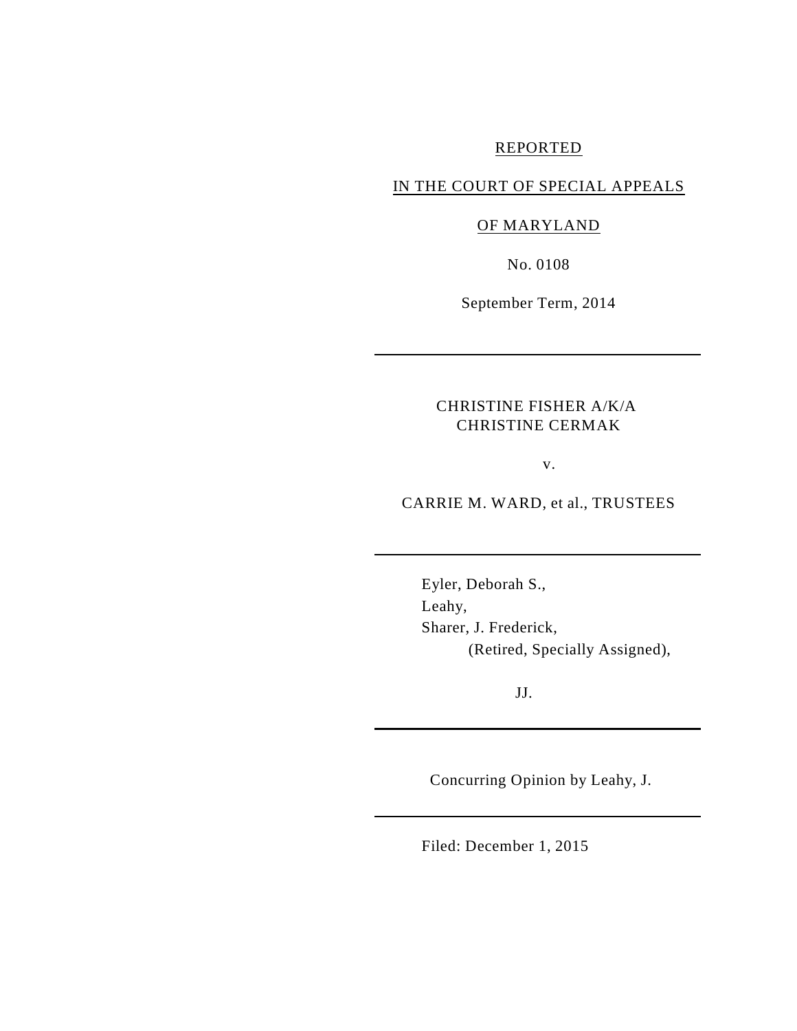REPORTED

IN THE COURT OF SPECIAL APPEALS

OF MARYLAND

No. 0108

September Term, 2014

---

CHRISTINE FISHER A/K/A
CHRISTINE CERMAK

v.

CARRIE M. WARD, et al., TRUSTEES

---

Eyler, Deborah S.,
Leahy,
Sharer, J. Frederick,
(Retired, Specially Assigned),

JJ.

---

Concurring Opinion by Leahy, J.

---

Filed: December 1, 2015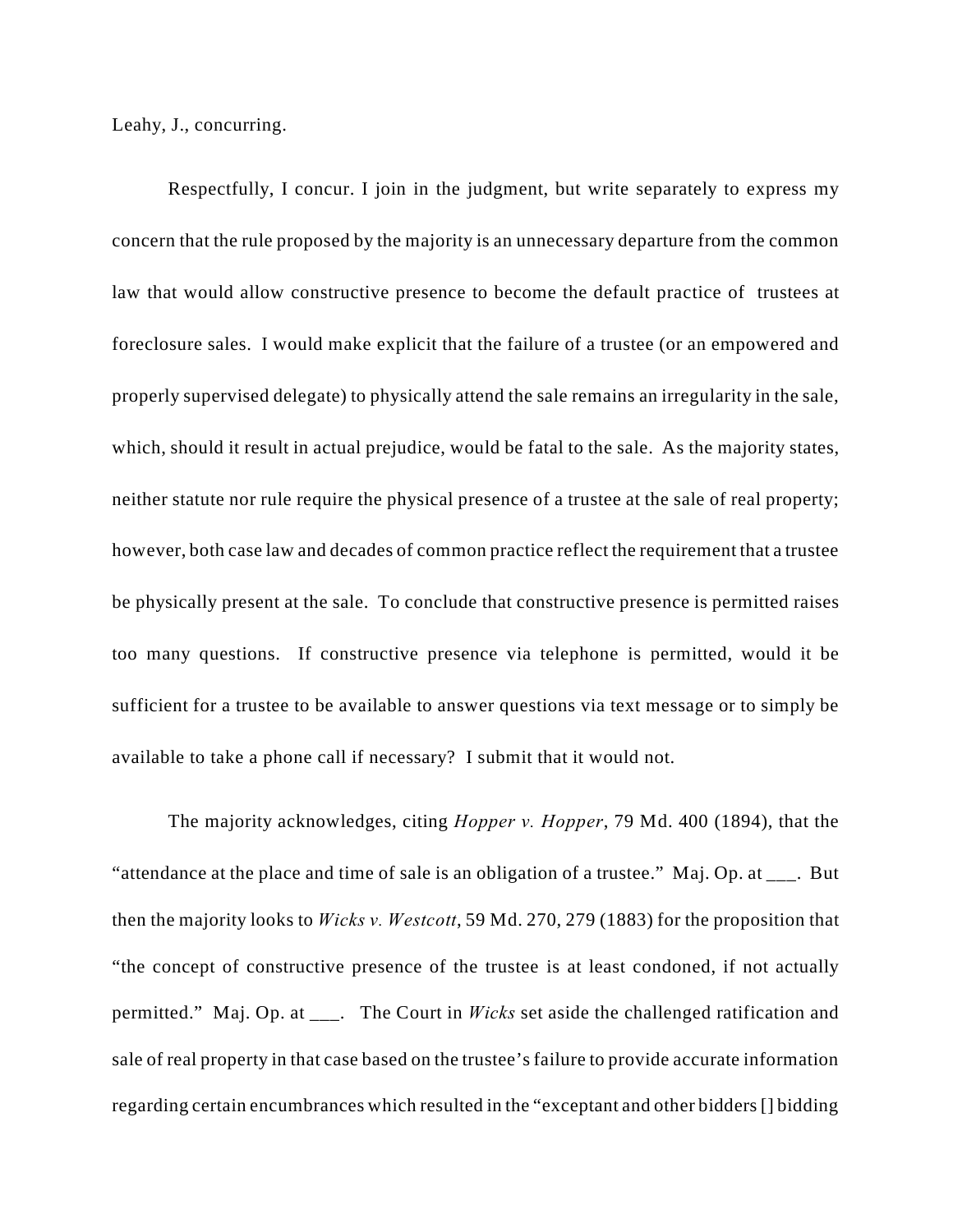Leahy, J., concurring.

Respectfully, I concur. I join in the judgment, but write separately to express my concern that the rule proposed by the majority is an unnecessary departure from the common law that would allow constructive presence to become the default practice of trustees at foreclosure sales. I would make explicit that the failure of a trustee (or an empowered and properly supervised delegate) to physically attend the sale remains an irregularity in the sale, which, should it result in actual prejudice, would be fatal to the sale. As the majority states, neither statute nor rule require the physical presence of a trustee at the sale of real property; however, both case law and decades of common practice reflect the requirement that a trustee be physically present at the sale. To conclude that constructive presence is permitted raises too many questions. If constructive presence via telephone is permitted, would it be sufficient for a trustee to be available to answer questions via text message or to simply be available to take a phone call if necessary? I submit that it would not.

The majority acknowledges, citing *Hopper v. Hopper*, 79 Md. 400 (1894), that the "attendance at the place and time of sale is an obligation of a trustee." Maj. Op. at ___. But then the majority looks to *Wicks v. Westcott*, 59 Md. 270, 279 (1883) for the proposition that "the concept of constructive presence of the trustee is at least condoned, if not actually permitted." Maj. Op. at ___. The Court in *Wicks* set aside the challenged ratification and sale of real property in that case based on the trustee's failure to provide accurate information regarding certain encumbrances which resulted in the "exceptant and other bidders [] bidding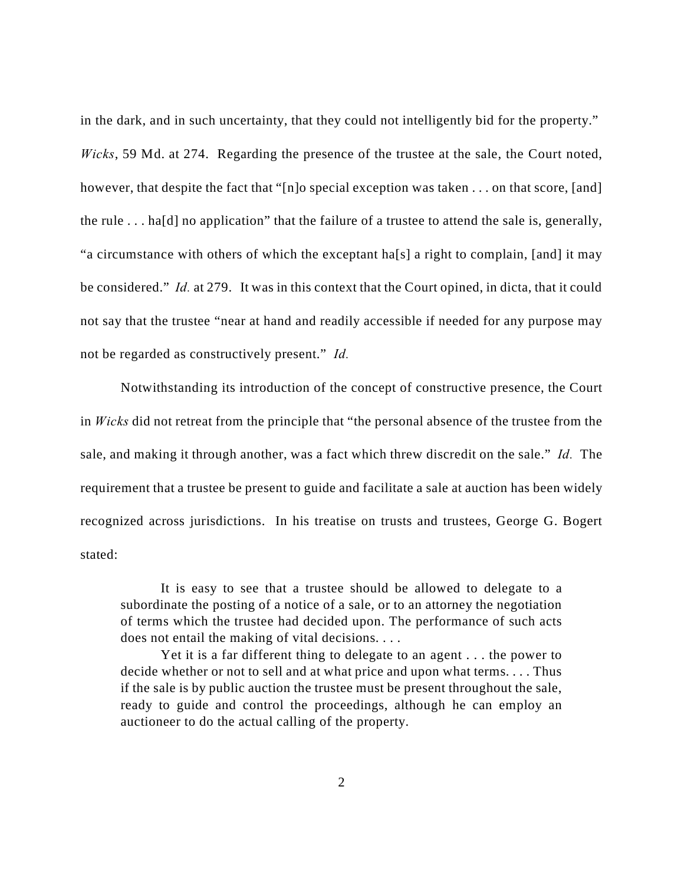in the dark, and in such uncertainty, that they could not intelligently bid for the property." *Wicks*, 59 Md. at 274. Regarding the presence of the trustee at the sale, the Court noted, however, that despite the fact that "[n]o special exception was taken . . . on that score, [and] the rule . . . ha[d] no application" that the failure of a trustee to attend the sale is, generally, "a circumstance with others of which the exceptant ha[s] a right to complain, [and] it may be considered." *Id.* at 279. It was in this context that the Court opined, in dicta, that it could not say that the trustee "near at hand and readily accessible if needed for any purpose may not be regarded as constructively present." *Id.*

Notwithstanding its introduction of the concept of constructive presence, the Court in *Wicks* did not retreat from the principle that "the personal absence of the trustee from the sale, and making it through another, was a fact which threw discredit on the sale." *Id.* The requirement that a trustee be present to guide and facilitate a sale at auction has been widely recognized across jurisdictions. In his treatise on trusts and trustees, George G. Bogert stated:

> It is easy to see that a trustee should be allowed to delegate to a subordinate the posting of a notice of a sale, or to an attorney the negotiation of terms which the trustee had decided upon. The performance of such acts does not entail the making of vital decisions. . . .
>
> Yet it is a far different thing to delegate to an agent . . . the power to decide whether or not to sell and at what price and upon what terms. . . . Thus if the sale is by public auction the trustee must be present throughout the sale, ready to guide and control the proceedings, although he can employ an auctioneer to do the actual calling of the property.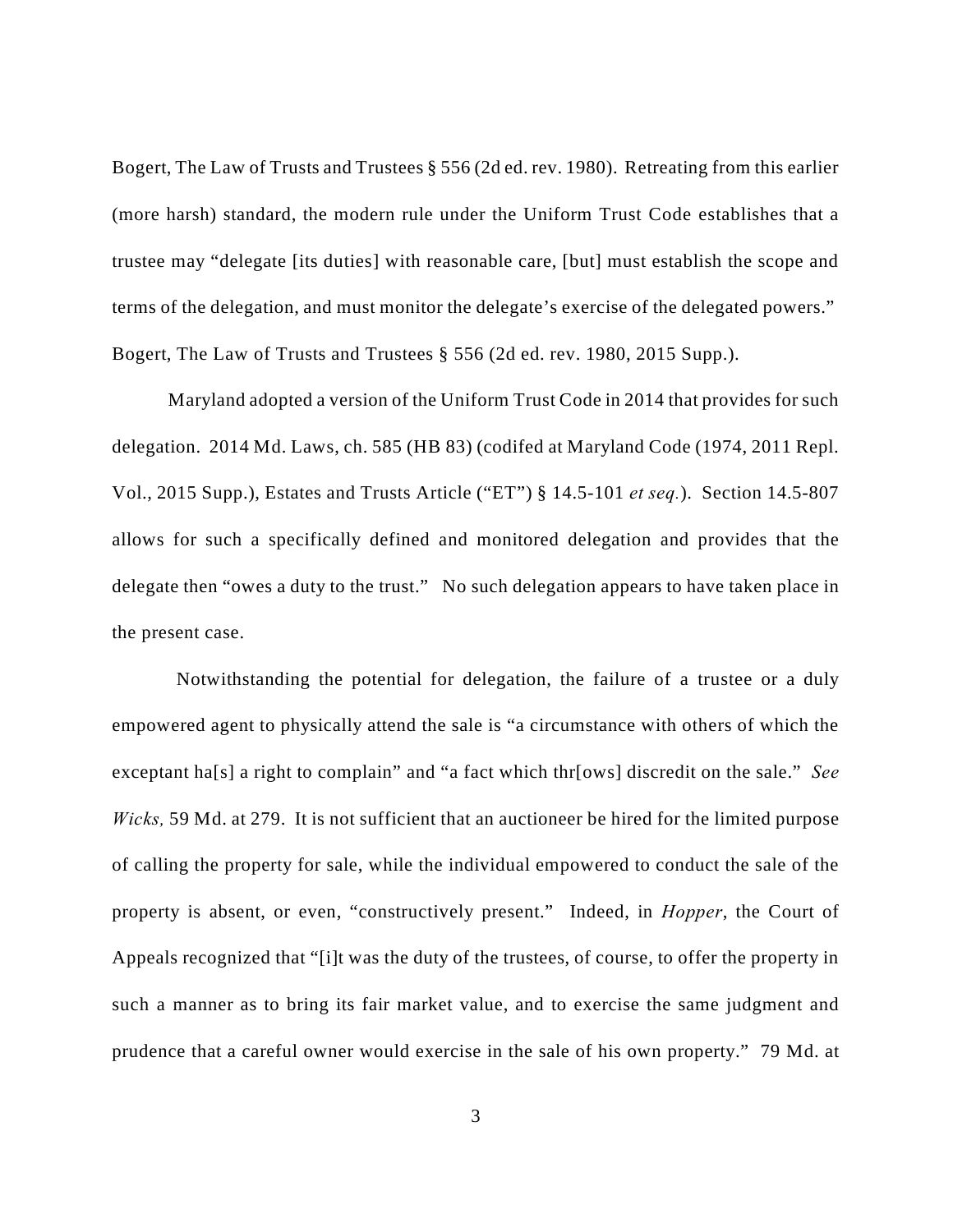Bogert, The Law of Trusts and Trustees § 556 (2d ed. rev. 1980). Retreating from this earlier (more harsh) standard, the modern rule under the Uniform Trust Code establishes that a trustee may "delegate [its duties] with reasonable care, [but] must establish the scope and terms of the delegation, and must monitor the delegate's exercise of the delegated powers." Bogert, The Law of Trusts and Trustees § 556 (2d ed. rev. 1980, 2015 Supp.).

Maryland adopted a version of the Uniform Trust Code in 2014 that provides for such delegation. 2014 Md. Laws, ch. 585 (HB 83) (codifed at Maryland Code (1974, 2011 Repl. Vol., 2015 Supp.), Estates and Trusts Article ("ET") § 14.5-101 *et seq.*). Section 14.5-807 allows for such a specifically defined and monitored delegation and provides that the delegate then "owes a duty to the trust." No such delegation appears to have taken place in the present case.

Notwithstanding the potential for delegation, the failure of a trustee or a duly empowered agent to physically attend the sale is "a circumstance with others of which the exceptant ha[s] a right to complain" and "a fact which thr[ows] discredit on the sale." *See Wicks,* 59 Md. at 279. It is not sufficient that an auctioneer be hired for the limited purpose of calling the property for sale, while the individual empowered to conduct the sale of the property is absent, or even, "constructively present." Indeed, in *Hopper*, the Court of Appeals recognized that "[i]t was the duty of the trustees, of course, to offer the property in such a manner as to bring its fair market value, and to exercise the same judgment and prudence that a careful owner would exercise in the sale of his own property." 79 Md. at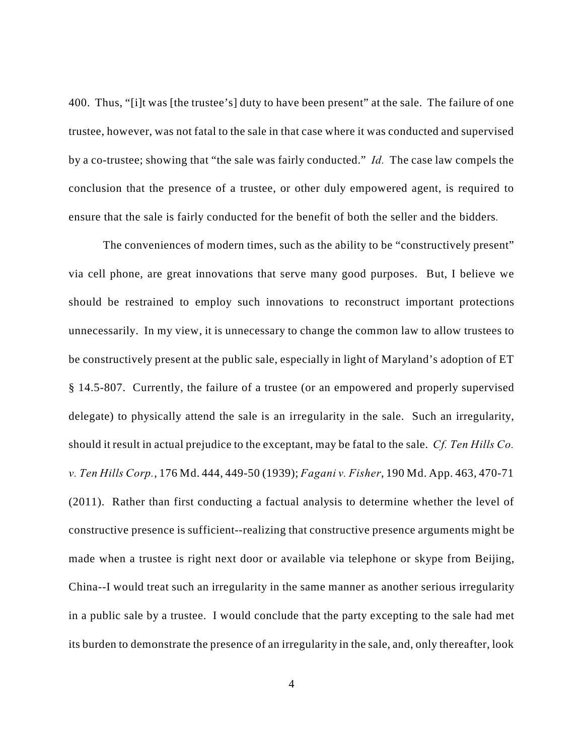400. Thus, "[i]t was [the trustee's] duty to have been present" at the sale. The failure of one trustee, however, was not fatal to the sale in that case where it was conducted and supervised by a co-trustee; showing that "the sale was fairly conducted." *Id.* The case law compels the conclusion that the presence of a trustee, or other duly empowered agent, is required to ensure that the sale is fairly conducted for the benefit of both the seller and the bidders.

The conveniences of modern times, such as the ability to be "constructively present" via cell phone, are great innovations that serve many good purposes. But, I believe we should be restrained to employ such innovations to reconstruct important protections unnecessarily. In my view, it is unnecessary to change the common law to allow trustees to be constructively present at the public sale, especially in light of Maryland's adoption of ET § 14.5-807. Currently, the failure of a trustee (or an empowered and properly supervised delegate) to physically attend the sale is an irregularity in the sale. Such an irregularity, should it result in actual prejudice to the exceptant, may be fatal to the sale. *Cf. Ten Hills Co. v. Ten Hills Corp.*, 176 Md. 444, 449-50 (1939); *Fagani v. Fisher*, 190 Md. App. 463, 470-71 (2011). Rather than first conducting a factual analysis to determine whether the level of constructive presence is sufficient--realizing that constructive presence arguments might be made when a trustee is right next door or available via telephone or skype from Beijing, China--I would treat such an irregularity in the same manner as another serious irregularity in a public sale by a trustee. I would conclude that the party excepting to the sale had met its burden to demonstrate the presence of an irregularity in the sale, and, only thereafter, look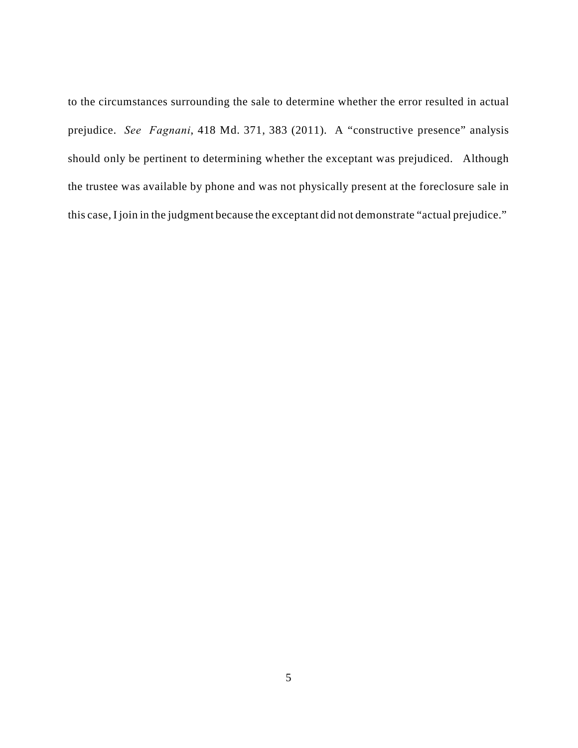to the circumstances surrounding the sale to determine whether the error resulted in actual prejudice. *See Fagnani*, 418 Md. 371, 383 (2011). A "constructive presence" analysis should only be pertinent to determining whether the exceptant was prejudiced. Although the trustee was available by phone and was not physically present at the foreclosure sale in this case, I join in the judgment because the exceptant did not demonstrate "actual prejudice."